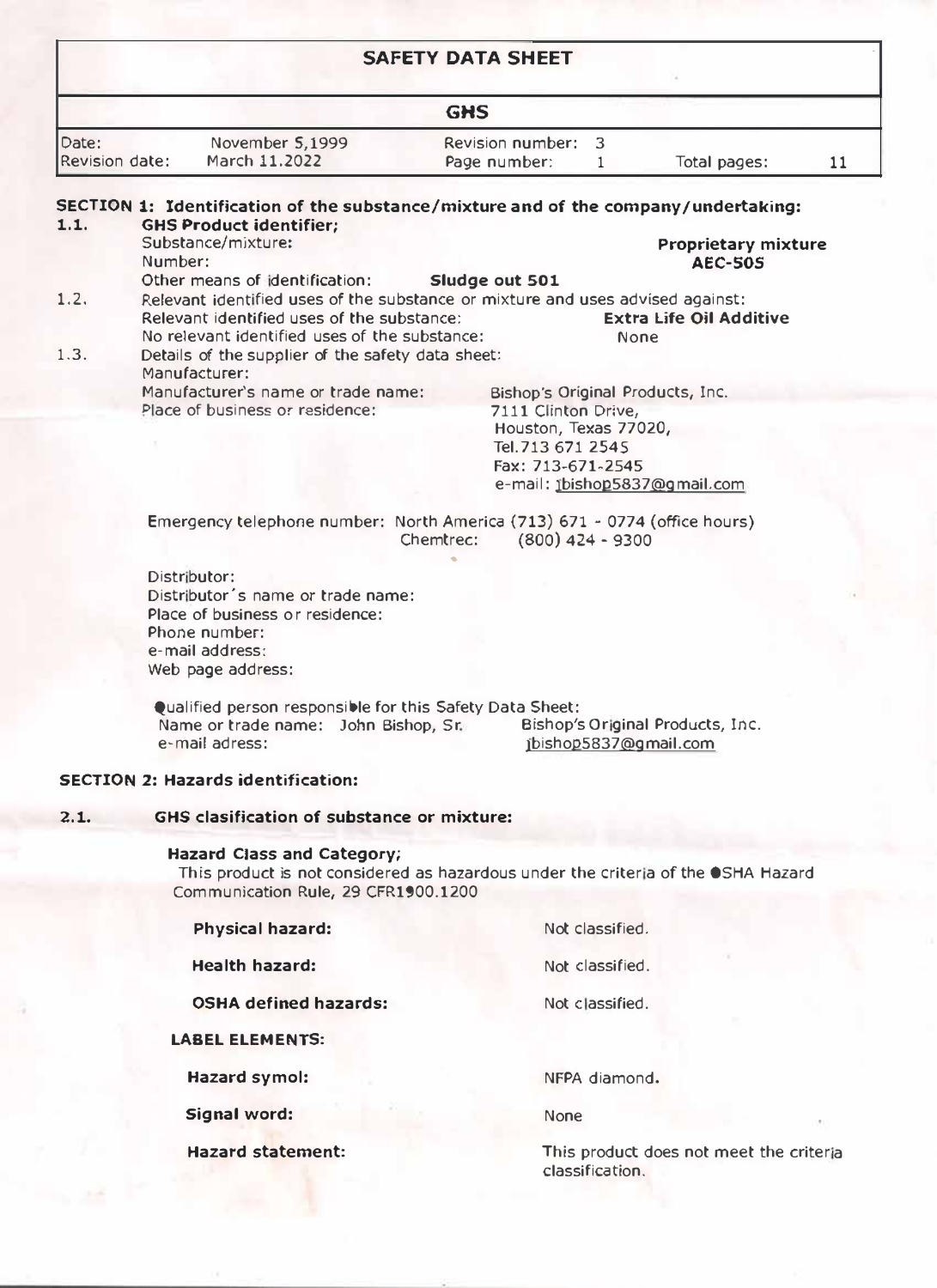# SAFETY DATA SHEET

## GHS

| Date: | November 5,1999 | Revision number: | 3 | | |
|---|---|---|---|---|---|
| Revision date: | March 11.2022 | Page number: | 1 | Total pages: | 11 |

## SECTION 1: Identification of the substance/mixture and of the company/undertaking:

**1.1. GHS Product identifier;**

Substance/mixture: **Proprietary mixture**

Number: **AEC-505**

Other means of identification: **Sludge out 501**

1.2. Relevant identified uses of the substance or mixture and uses advised against:

Relevant identified uses of the substance: **Extra Life Oil Additive**

No relevant identified uses of the substance: None

1.3. Details of the supplier of the safety data sheet:

Manufacturer:

Manufacturer's name or trade name: Bishop's Original Products, Inc.

Place of business or residence: 7111 Clinton Drive,
Houston, Texas 77020,
Tel.713 671 2545
Fax: 713-671-2545
e-mail: jbishop5837@gmail.com

Emergency telephone number: North America (713) 671 - 0774 (office hours)
Chemtrec: (800) 424 - 9300

Distributor:
Distributor´s name or trade name:
Place of business or residence:
Phone number:
e-mail address:
Web page address:

Qualified person responsible for this Safety Data Sheet:
Name or trade name: John Bishop, Sr. Bishop's Original Products, Inc.
e-mail adress: jbishop5837@gmail.com

## SECTION 2: Hazards identification:

**2.1. GHS clasification of substance or mixture:**

**Hazard Class and Category;**

This product is not considered as hazardous under the criteria of the OSHA Hazard Communication Rule, 29 CFR1900.1200

**Physical hazard:** Not classified.

**Health hazard:** Not classified.

**OSHA defined hazards:** Not classified.

**LABEL ELEMENTS:**

**Hazard symol:** NFPA diamond.

**Signal word:** None

**Hazard statement:** This product does not meet the criteria classification.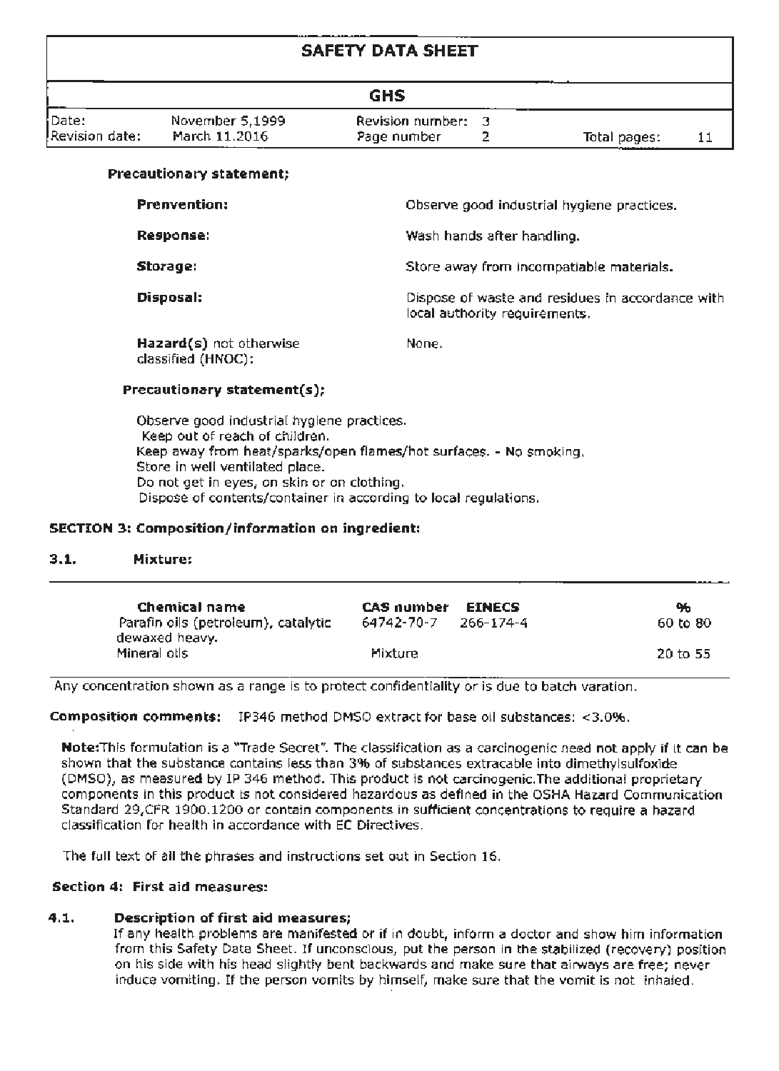**Precautionary statement;**

**Prenvention:** Observe good industrial hygiene practices.

**Response:** Wash hands after handling.

**Storage:** Store away from incompatiable materials.

**Disposal:** Dispose of waste and residues in accordance with local authority requirements.

**Hazard(s)** not otherwise classified (HNOC): None.

**Precautionary statement(s);**

Observe good industrial hygiene practices.
Keep out of reach of children.
Keep away from heat/sparks/open flames/hot surfaces. - No smoking.
Store in well ventilated place.
Do not get in eyes, on skin or on clothing.
Dispose of contents/container in according to local regulations.

## SECTION 3: Composition/information on ingredient:

### 3.1. Mixture:

| Chemical name | CAS number | EINECS | % |
|---|---|---|---|
| Parafin oils (petroleum), catalytic dewaxed heavy. | 64742-70-7 | 266-174-4 | 60 to 80 |
| Mineral oils | Mixture | | 20 to 55 |

Any concentration shown as a range is to protect confidentiality or is due to batch varation.

**Composition comments:** IP346 method DMSO extract for base oil substances: <3.0%.

**Note:**This formulation is a "Trade Secret". The classification as a carcinogenic need not apply if it can be shown that the substance contains less than 3% of substances extracable into dimethylsulfoxide (DMSO), as measured by IP 346 method. This product is not carcinogenic.The additional proprietary components in this product is not considered hazardous as defined in the OSHA Hazard Communication Standard 29,CFR 1900.1200 or contain components in sufficient concentrations to require a hazard classification for health in accordance with EC Directives.

The full text of all the phrases and instructions set out in Section 16.

## Section 4: First aid measures:

### 4.1. Description of first aid measures;

If any health problems are manifested or if in doubt, inform a doctor and show him information from this Safety Data Sheet. If unconscious, put the person in the stabilized (recovery) position on his side with his head slightly bent backwards and make sure that airways are free; never induce vomiting. If the person vomits by himself, make sure that the vomit is not inhaled.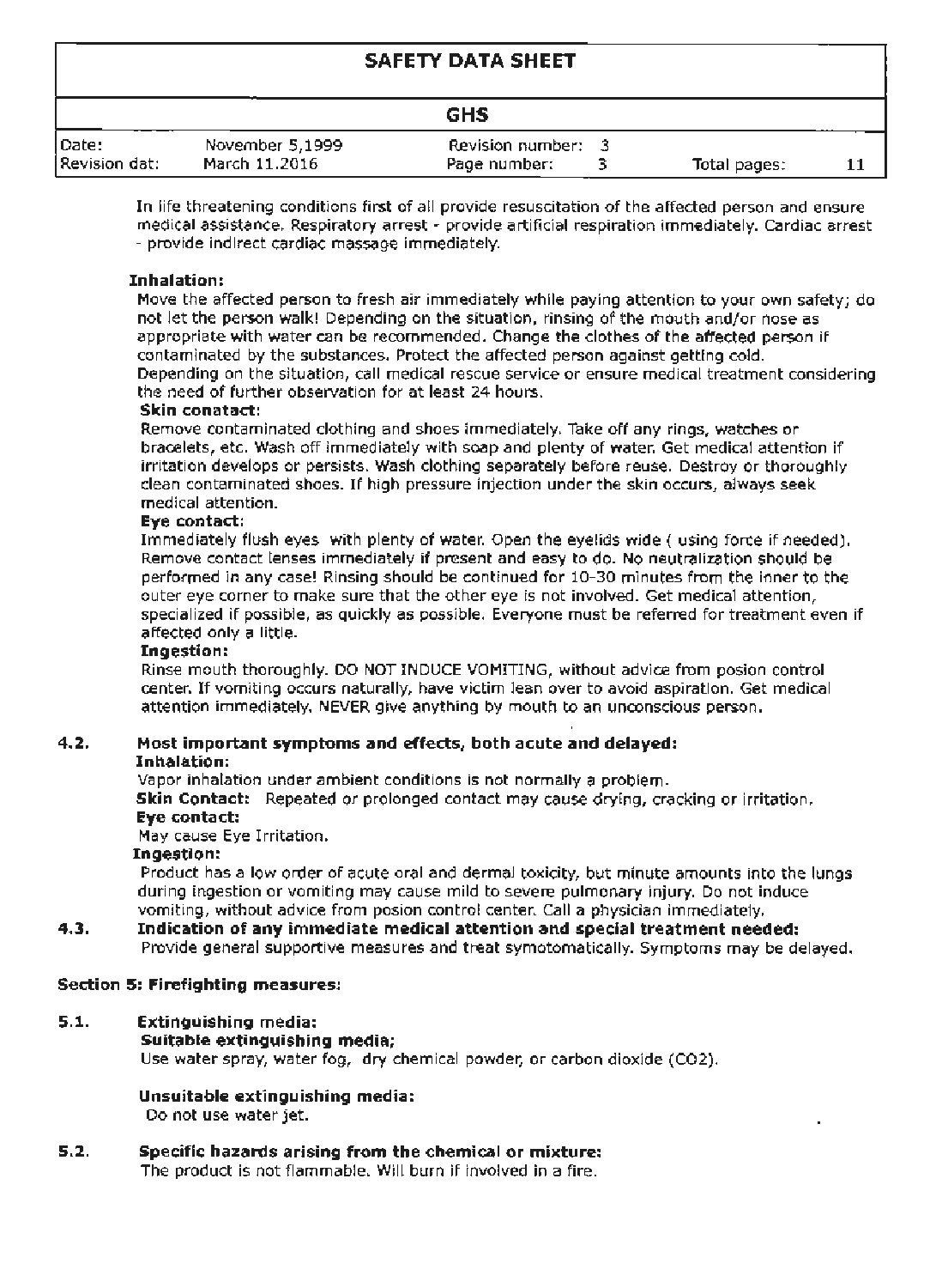In life threatening conditions first of all provide resuscitation of the affected person and ensure medical assistance. Respiratory arrest - provide artificial respiration immediately. Cardiac arrest - provide indirect cardiac massage immediately.

**Inhalation:**

Move the affected person to fresh air immediately while paying attention to your own safety; do not let the person walk! Depending on the situation, rinsing of the mouth and/or nose as appropriate with water can be recommended. Change the clothes of the affected person if contaminated by the substances. Protect the affected person against getting cold. Depending on the situation, call medical rescue service or ensure medical treatment considering the need of further observation for at least 24 hours.

**Skin conatact:**

Remove contaminated clothing and shoes immediately. Take off any rings, watches or bracelets, etc. Wash off immediately with soap and plenty of water. Get medical attention if irritation develops or persists. Wash clothing separately before reuse. Destroy or thoroughly clean contaminated shoes. If high pressure injection under the skin occurs, always seek medical attention.

**Eye contact:**

Immediately flush eyes with plenty of water. Open the eyelids wide ( using force if needed). Remove contact lenses immediately if present and easy to do. No neutralization should be performed in any case! Rinsing should be continued for 10-30 minutes from the inner to the outer eye corner to make sure that the other eye is not involved. Get medical attention, specialized if possible, as quickly as possible. Everyone must be referred for treatment even if affected only a little.

**Ingestion:**

Rinse mouth thoroughly. DO NOT INDUCE VOMITING, without advice from posion control center. If vomiting occurs naturally, have victim lean over to avoid aspiration. Get medical attention immediately. NEVER give anything by mouth to an unconscious person.

**4.2. Most important symptoms and effects, both acute and delayed:**

**Inhalation:**

Vapor inhalation under ambient conditions is not normally a problem.

**Skin Contact:** Repeated or prolonged contact may cause drying, cracking or irritation.

**Eye contact:**

May cause Eye Irritation.

**Ingestion:**

Product has a low order of acute oral and dermal toxicity, but minute amounts into the lungs during ingestion or vomiting may cause mild to severe pulmonary injury. Do not induce vomiting, without advice from posion control center. Call a physician immediately.

**4.3. Indication of any immediate medical attention and special treatment needed:**

Provide general supportive measures and treat symptomatically. Symptoms may be delayed.

## Section 5: Firefighting measures:

**5.1. Extinguishing media:**

**Suitable extinguishing media;**

Use water spray, water fog, dry chemical powder, or carbon dioxide ($CO_2$).

**Unsuitable extinguishing media:**

Do not use water jet.

**5.2. Specific hazards arising from the chemical or mixture:**

The product is not flammable. Will burn if involved in a fire.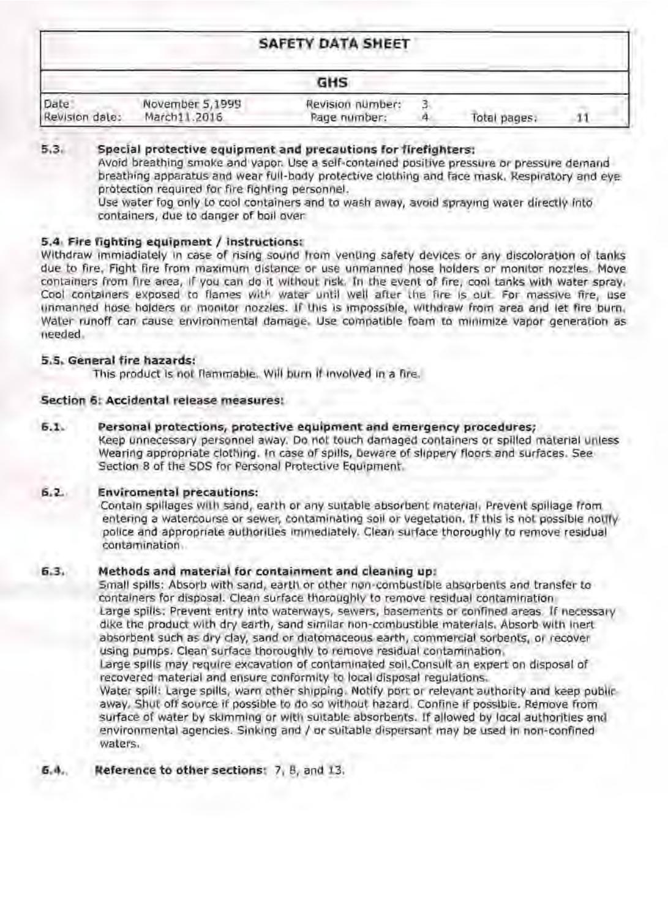**5.3. Special protective equipment and precautions for firefighters:**

Avoid breathing smoke and vapor. Use a self-contained positive pressure or pressure demand breathing apparatus and wear full-body protective clothing and face mask. Respiratory and eye protection required for fire fighting personnel.
Use water fog only to cool containers and to wash away, avoid spraying water directly into containers, due to danger of boil over

**5.4. Fire fighting equipment / instructions:**

Withdraw immiadiately in case of rising sound from venting safety devices or any discoloration of tanks due to fire. Fight fire from maximum distance or use unmanned hose holders or monitor nozzles. Move containers from fire area, if you can do it without risk. In the event of fire, cool tanks with water spray. Cool containers exposed to flames with water until well after the fire is out. For massive fire, use unmanned hose holders or monitor nozzles. If this is impossible, withdraw from area and let fire burn. Water runoff can cause environmental damage. Use compatible foam to minimize vapor generation as needed.

**5.5. General fire hazards:**

This product is not flammable. Will burn if involved in a fire.

## Section 6: Accidental release measures:

**6.1. Personal protections, protective equipment and emergency procedures;**

Keep unnecessary personnel away. Do not touch damaged containers or spilled material unless Wearing appropriate clothing. In case of spills, beware of slippery floors and surfaces. See Section 8 of the SDS for Personal Protective Equipment.

**6.2. Enviromental precautions:**

Contain spillages with sand, earth or any suitable absorbent material. Prevent spillage from entering a watercourse or sewer, contaminating soil or vegetation. If this is not possible notify police and appropriate authorities immediately. Clean surface thoroughly to remove residual contamination.

**6.3. Methods and material for containment and cleaning up:**

Small spills: Absorb with sand, earth or other non-combustible absorbents and transfer to containers for disposal. Clean surface thoroughly to remove residual contamination.
Large spills: Prevent entry into waterways, sewers, basements or confined areas. If necessary dike the product with dry earth, sand similar non-combustible materials. Absorb with inert absorbent such as dry clay, sand or diatomaceous earth, commercial sorbents, or recover using pumps. Clean surface thoroughly to remove residual contamination.
Large spills may require excavation of contaminated soil.Consult an expert on disposal of recovered material and ensure conformity to local disposal regulations.
Water spill: Large spills, warn other shipping. Notify port or relevant authority and keep public away. Shut off source if possible to do so without hazard. Confine if possible. Remove from surface of water by skimming or with suitable absorbents. If allowed by local authorities and environmental agencies. Sinking and / or suitable dispersant may be used in non-confined waters.

**6.4. Reference to other sections:** 7, 8, and 13.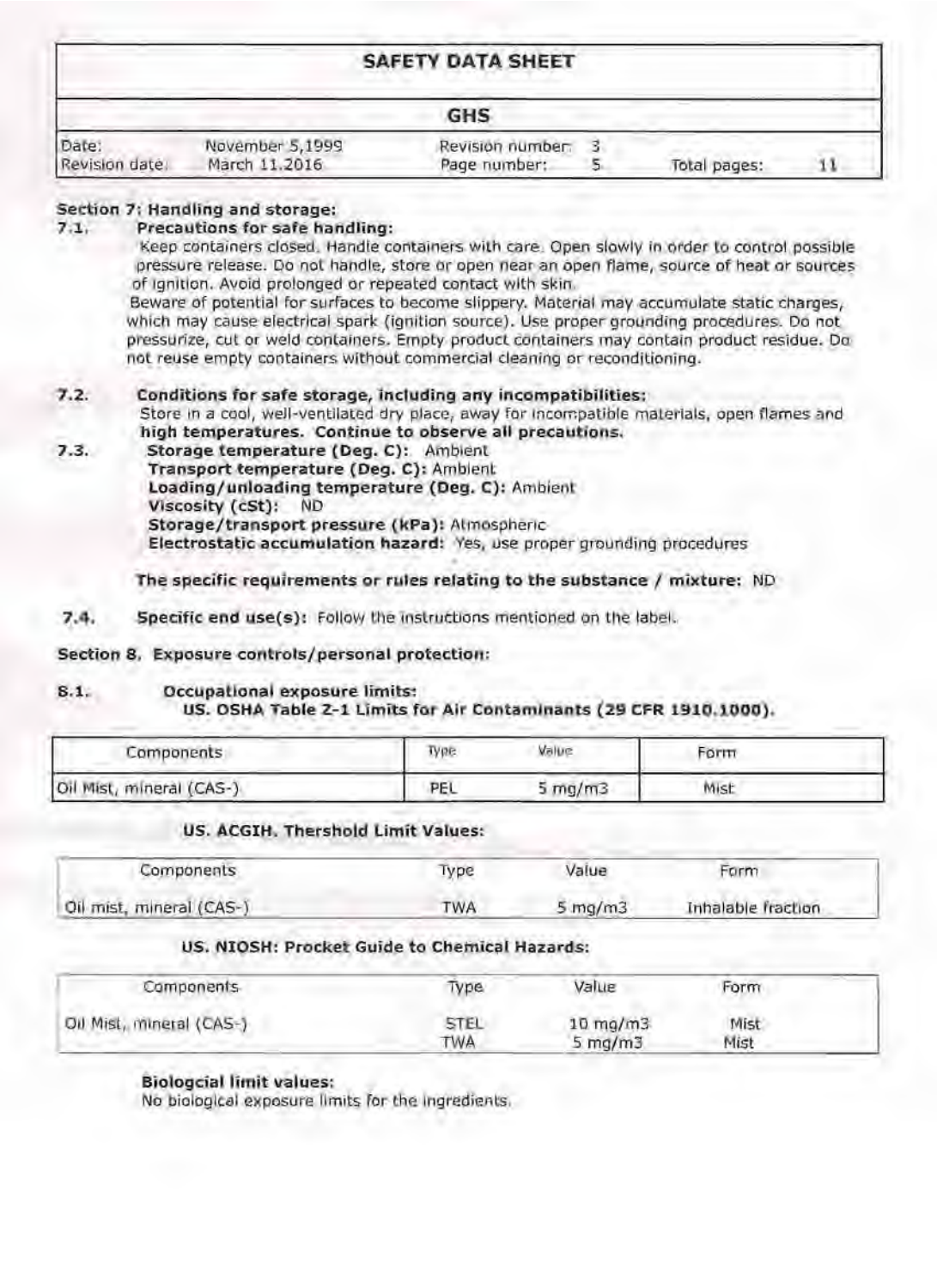# SAFETY DATA SHEET

## GHS

| Date: | November 5,1999 | Revision number: | 3 |
|---|---|---|---|
| Revision date: | March 11.2016 | | |

## Section 7: Handling and storage:

**7.1. Precautions for safe handling:**

Keep containers closed. Handle containers with care. Open slowly in order to control possible pressure release. Do not handle, store or open near an open flame, source of heat or sources of ignition. Avoid prolonged or repeated contact with skin.

Beware of potential for surfaces to become slippery. Material may accumulate static charges, which may cause electrical spark (ignition source). Use proper grounding procedures. Do not pressurize, cut or weld containers. Empty product containers may contain product residue. Do not reuse empty containers without commercial cleaning or reconditioning.

**7.2. Conditions for safe storage, including any incompatibilities:**

Store in a cool, well-ventilated dry place, away for incompatible materials, open flames and **high temperatures. Continue to observe all precautions.**

**7.3.** **Storage temperature (Deg. C):** Ambient
**Transport temperature (Deg. C):** Ambient
**Loading/unloading temperature (Deg. C):** Ambient
**Viscosity (cSt):** ND
**Storage/transport pressure (kPa):** Atmospheric
**Electrostatic accumulation hazard:** Yes, use proper grounding procedures

**The specific requirements or rules relating to the substance / mixture:** ND

**7.4. Specific end use(s):** Follow the instructions mentioned on the label.

## Section 8. Exposure controls/personal protection:

**8.1. Occupational exposure limits:**

**US. OSHA Table Z-1 Limits for Air Contaminants (29 CFR 1910.1000).**

| Components | Type | Value | Form |
|---|---|---|---|
| Oil Mist, mineral (CAS-) | PEL | 5 mg/m3 | Mist |

**US. ACGIH. Thershold Limit Values:**

| Components | Type | Value | Form |
|---|---|---|---|
| Oil mist, mineral (CAS-) | TWA | 5 mg/m3 | Inhalable fraction |

**US. NIOSH: Procket Guide to Chemical Hazards:**

| Components | Type | Value | Form |
|---|---|---|---|
| Oil Mist, mineral (CAS-) | STEL | 10 mg/m3 | Mist |
| | TWA | 5 mg/m3 | Mist |

**Biologcial limit values:**

No biological exposure limits for the ingredients.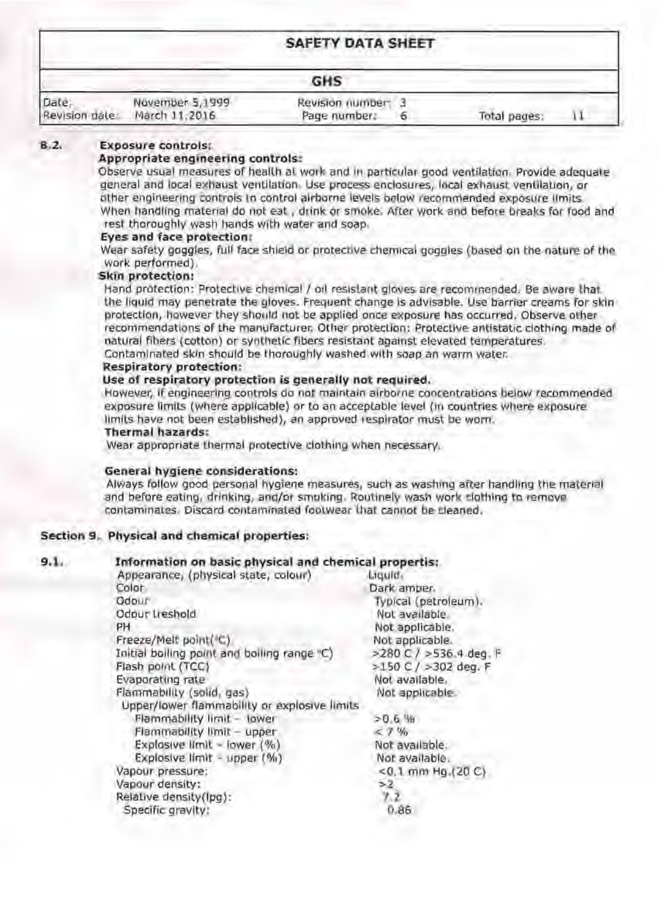**8.2. Exposure controls:**

**Appropriate engineering controls:**

Observe usual measures of health at work and in particular good ventilation. Provide adequate general and local exhaust ventilation. Use process enclosures, local exhaust ventilation, or other engineering controls to control airborne levels below recommended exposure limits. When handling material do not eat , drink or smoke. After work and before breaks for food and rest thoroughly wash hands with water and soap.

**Eyes and face protection:**

Wear safety goggles, full face shield or protective chemical goggles (based on the nature of the work performed).

**Skin protection:**

Hand protection: Protective chemical / oil resistant gloves are recommended. Be aware that the liquid may penetrate the gloves. Frequent change is advisable. Use barrier creams for skin protection, however they should not be applied once exposure has occurred. Observe other recommendations of the manufacturer. Other protection: Protective antistatic clothing made of natural fibers (cotton) or synthetic fibers resistant against elevated temperatures. Contaminated skin should be thoroughly washed with soap an warm water.

**Respiratory protection:**

**Use of respiratory protection is generally not required.**

However, if engineering controls do not maintain airborne concentrations below recommended exposure limits (where applicable) or to an acceptable level (in countries where exposure limits have not been established), an approved respirator must be worn.

**Thermal hazards:**

Wear appropriate thermal protective clothing when necessary.

**General hygiene considerations:**

Always follow good personal hygiene measures, such as washing after handling the material and before eating, drinking, and/or smoking. Routinely wash work clothing to remove contaminates. Discard contaminated footwear that cannot be cleaned.

## Section 9. Physical and chemical properties:

**9.1. Information on basic physical and chemical propertis:**

| | |
|---|---|
| Appearance, (physical state, colour) | Liquid. |
| Color | Dark amber. |
| Odour | Typical (petroleum). |
| Odour treshold | Not available. |
| PH | Not applicable. |
| Freeze/Melt point(°C) | Not applicable. |
| Initial boiling point and boiling range °C) | >280 C / >536.4 deg. F |
| Flash point (TCC) | >150 C / >302 deg. F |
| Evaporating rate | Not available. |
| Flammability (solid, gas) | Not applicable. |
| Upper/lower flammability or explosive limits | |
| Flammability limit – lower | >0.6 % |
| Flammability limit – upper | < 7 % |
| Explosive limit – lower (%) | Not available. |
| Explosive limit – upper (%) | Not available. |
| Vapour pressure: | <0.1 mm Hg.(20 C) |
| Vapour density: | >2 |
| Relative density(lpg): | 7.2 |
| Specific gravity: | 0.86 |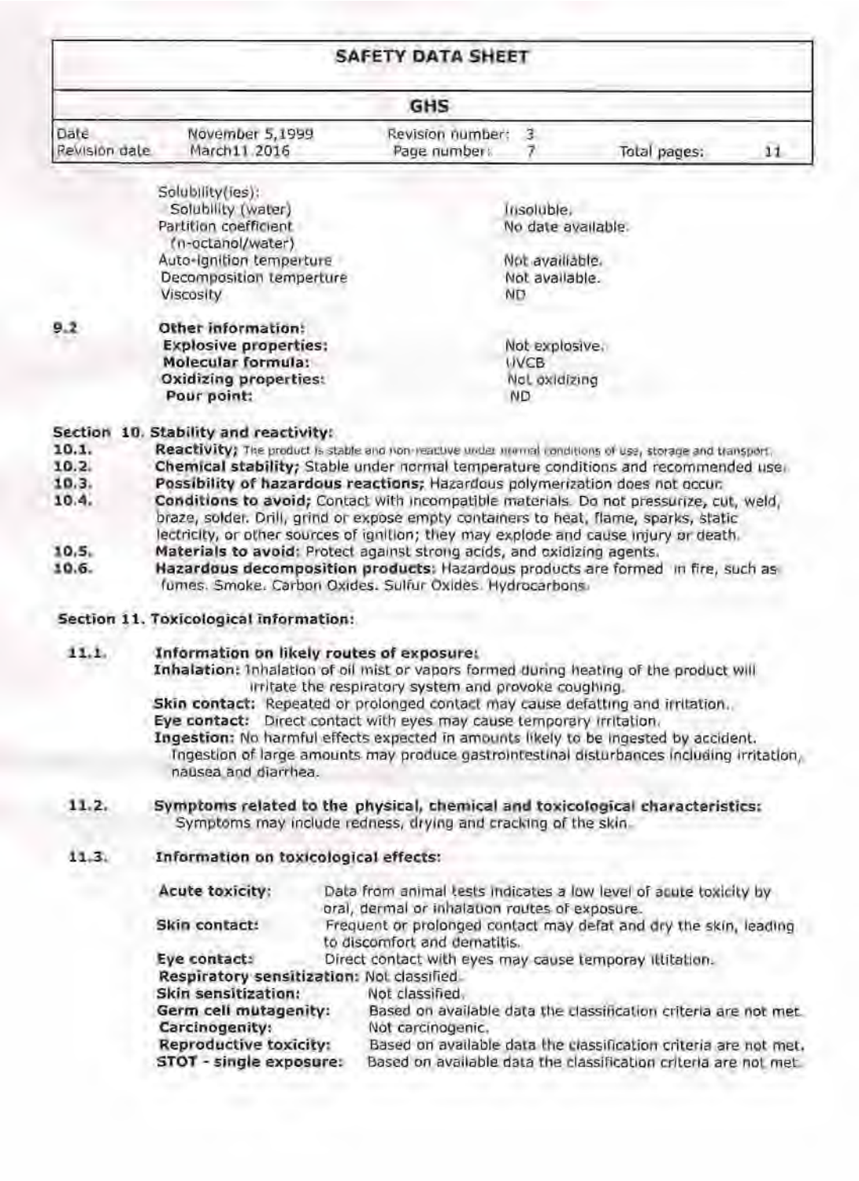| | |
|---|---|
| Solubility(ies): | |
| Solubility (water) | Insoluble. |
| Partition coefficient (n-octanol/water) | No date available. |
| Auto-ignition temperture | Not available. |
| Decomposition temperture | Not available. |
| Viscosity | ND |

**9.2 Other information:**

| | |
|---|---|
| **Explosive properties:** | Not explosive. |
| **Molecular formula:** | UVCB |
| **Oxidizing properties:** | Not oxidizing |
| **Pour point:** | ND |

## Section 10. Stability and reactivity:

**10.1. Reactivity;** The product is stable and non-reactive under normal conditions of use, storage and transport.

**10.2. Chemical stability;** Stable under normal temperature conditions and recommended use.

**10.3. Possibility of hazardous reactions;** Hazardous polymerization does not occur.

**10.4. Conditions to avoid;** Contact with incompatible materials. Do not pressurize, cut, weld, braze, solder. Drill, grind or expose empty containers to heat, flame, sparks, static lectricity, or other sources of ignition; they may explode and cause injury or death.

**10.5. Materials to avoid:** Protect against strong acids, and oxidizing agents.

**10.6. Hazardous decomposition products:** Hazardous products are formed in fire, such as fumes. Smoke. Carbon Oxides. Sulfur Oxides. Hydrocarbons.

## Section 11. Toxicological information:

**11.1. Information on likely routes of exposure:**

**Inhalation:** Inhalation of oil mist or vapors formed during heating of the product will irritate the respiratory system and provoke coughing.

**Skin contact:** Repeated or prolonged contact may cause defatting and irritation.

**Eye contact:** Direct contact with eyes may cause temporary irritation.

**Ingestion:** No harmful effects expected in amounts likely to be ingested by accident. Ingestion of large amounts may produce gastrointestinal disturbances including irritation, nausea and diarrhea.

**11.2. Symptoms related to the physical, chemical and toxicological characteristics:**

Symptoms may include redness, drying and cracking of the skin.

**11.3. Information on toxicological effects:**

| | |
|---|---|
| **Acute toxicity:** | Data from animal tests indicates a low level of acute toxicity by oral, dermal or inhalation routes of exposure. |
| **Skin contact:** | Frequent or prolonged contact may defat and dry the skin, leading to discomfort and dermatitis. |
| **Eye contact:** | Direct contact with eyes may cause temporay ititation. |
| **Respiratory sensitization:** | Not classified. |
| **Skin sensitization:** | Not classified. |
| **Germ cell mutagenity:** | Based on available data the classification criteria are not met. |
| **Carcinogenity:** | Not carcinogenic. |
| **Reproductive toxicity:** | Based on available data the classification criteria are not met. |
| **STOT - single exposure:** | Based on available data the classification criteria are not met. |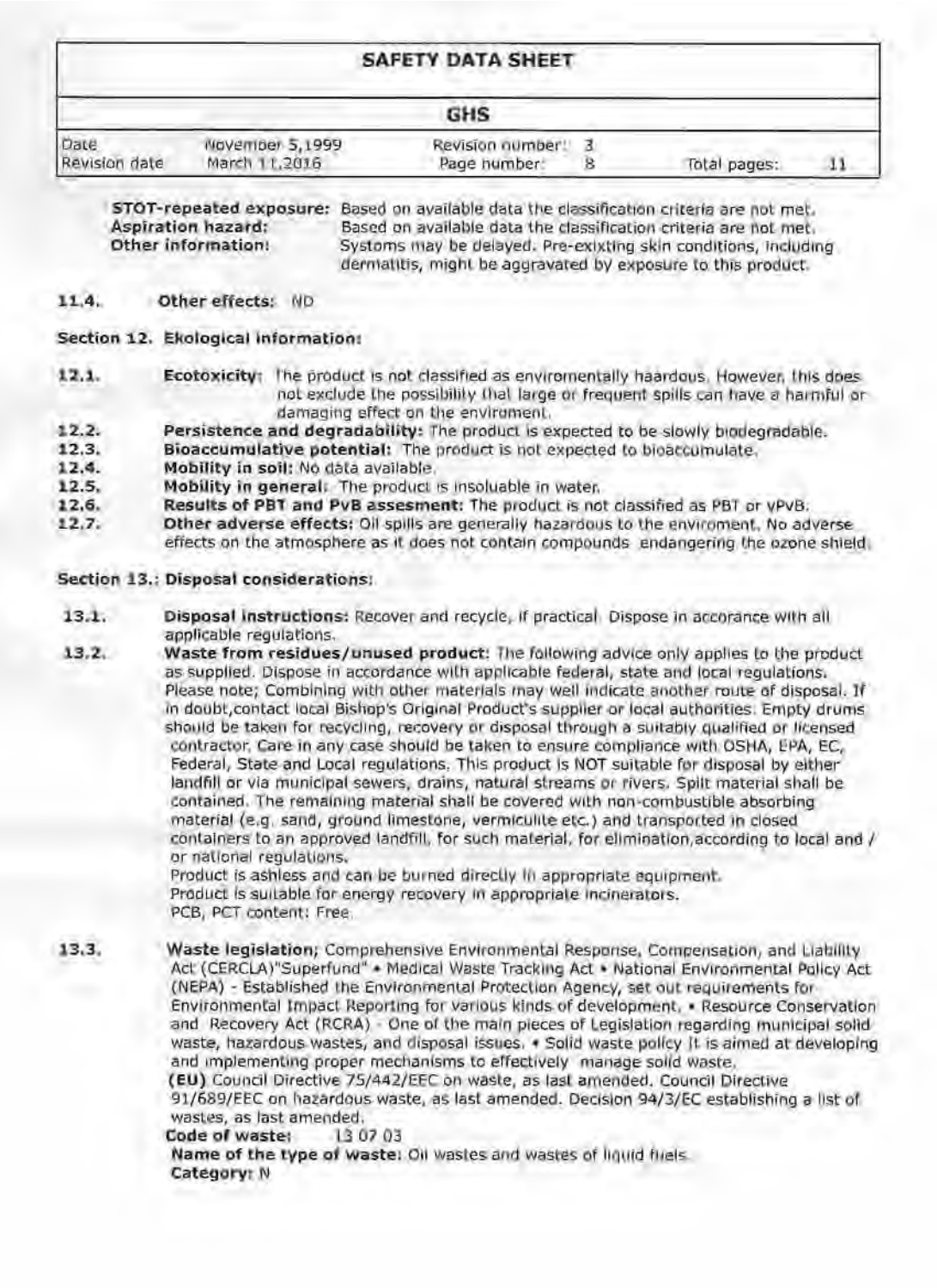**STOT-repeated exposure:** Based on available data the classification criteria are not met.
**Aspiration hazard:** Based on available data the classification criteria are not met.
**Other information:** Systoms may be delayed. Pre-exixting skin conditions, including dermatitis, might be aggravated by exposure to this product.

**11.4. Other effects:** ND

## Section 12. Ekological information:

**12.1. Ecotoxicity:** The product is not classified as environmentally haardous. However, this does not exclude the possibility that large or frequent spills can have a harmful or damaging effect on the envirement.

**12.2. Persistence and degradability:** The product is expected to be slowly biodegradable.

**12.3. Bioaccumulative potential:** The product is not expected to bioaccumulate.

**12.4. Mobility in soil:** No data available.

**12.5. Mobility in general:** The product is insoluable in water.

**12.6. Results of PBT and PvB assesment:** The product is not classified as PBT or vPvB.

**12.7. Other adverse effects:** Oil spills are generally hazardous to the enviroment. No adverse effects on the atmosphere as it does not contain compounds endangering the ozone shield.

## Section 13.: Disposal considerations:

**13.1. Disposal instructions:** Recover and recycle, if practical. Dispose in accorance with all applicable regulations.

**13.2. Waste from residues/unused product:** The following advice only applies to the product as supplied. Dispose in accordance with applicable federal, state and local regulations. Please note; Combining with other materials may well indicate another route of disposal. If in doubt,contact local Bishop's Original Product's supplier or local authorities. Empty drums should be taken for recycling, recovery or disposal through a suitably qualified or licensed contractor. Care in any case should be taken to ensure compliance with OSHA, EPA, EC, Federal, State and Local regulations. This product is NOT suitable for disposal by either landfill or via municipal sewers, drains, natural streams or rivers. Spilt material shall be contained. The remaining material shall be covered with non-combustible absorbing material (e.g. sand, ground limestone, vermiculite etc.) and transported in closed containers to an approved landfill, for such material, for elimination,according to local and / or national regulations.
Product is ashless and can be burned directly in appropriate equipment.
Product is suitable for energy recovery in appropriate incinerators.
PCB, PCT content: Free

**13.3. Waste legislation;** Comprehensive Environmental Response, Compensation, and Liability Act (CERCLA)"Superfund" • Medical Waste Tracking Act • National Environmental Policy Act (NEPA) - Established the Environmental Protection Agency, set out requirements for Environmental Impact Reporting for various kinds of development. • Resource Conservation and Recovery Act (RCRA) - One of the main pieces of Legislation regarding municipal solid waste, hazardous wastes, and disposal issues. • Solid waste policy It is aimed at developing and implementing proper mechanisms to effectively manage solid waste.
**(EU)** Council Directive 75/442/EEC on waste, as last amended. Council Directive 91/689/EEC on hazardous waste, as last amended. Decision 94/3/EC establishing a list of wastes, as last amended.
**Code of waste:** 13 07 03
**Name of the type of waste:** Oil wastes and wastes of liquid fuels.
**Category:** N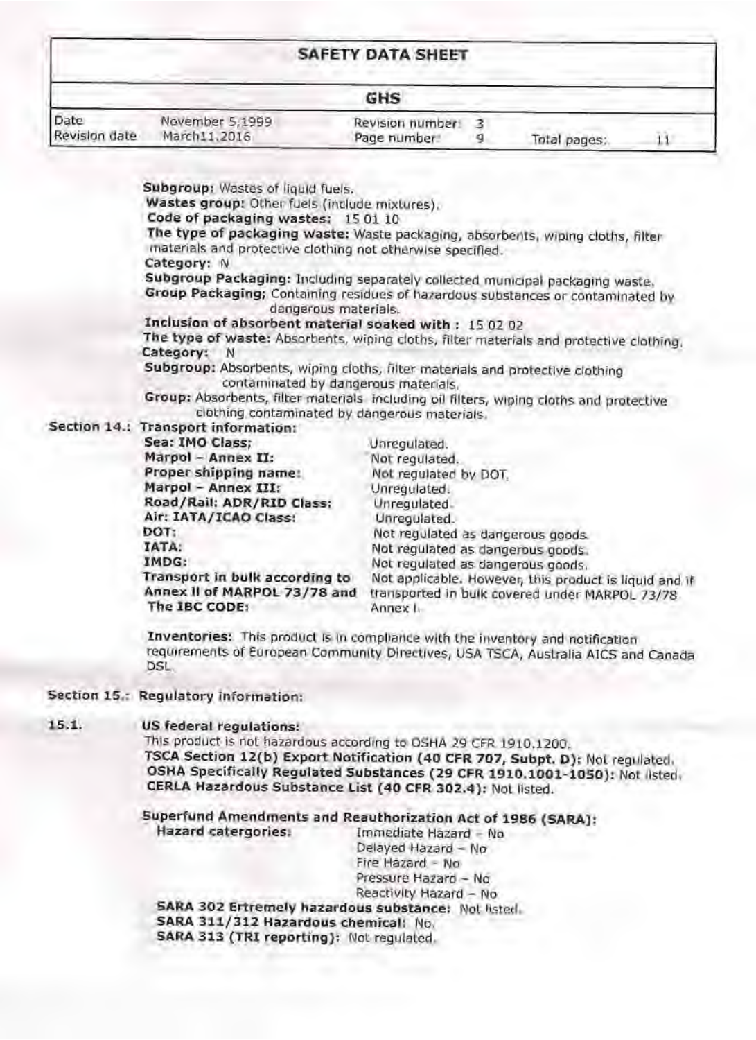**Subgroup:** Wastes of liquid fuels.
**Wastes group:** Other fuels (include mixtures).
**Code of packaging wastes:** 15 01 10
**The type of packaging waste:** Waste packaging, absorbents, wiping cloths, filter materials and protective clothing not otherwise specified.
**Category:** N
**Subgroup Packaging:** Including separately collected municipal packaging waste.
**Group Packaging;** Containing residues of hazardous substances or contaminated by dangerous materials.
**Inclusion of absorbent material soaked with :** 15 02 02
**The type of waste:** Absorbents, wiping cloths, filter materials and protective clothing.
**Category:** N
**Subgroup:** Absorbents, wiping cloths, filter materials and protective clothing contaminated by dangerous materials.
**Group:** Absorbents, filter materials including oil filters, wiping cloths and protective clothing contaminated by dangerous materials.

## Section 14.: Transport information:

| | |
|---|---|
| **Sea: IMO Class;** | Unregulated. |
| **Marpol – Annex II:** | Not regulated. |
| **Proper shipping name:** | Not regulated by DOT. |
| **Marpol – Annex III:** | Unregulated. |
| **Road/Rail: ADR/RID Class:** | Unregulated. |
| **Air: IATA/ICAO Class:** | Unregulated. |
| **DOT:** | Not regulated as dangerous goods. |
| **IATA:** | Not regulated as dangerous goods. |
| **IMDG:** | Not regulated as dangerous goods. |
| **Transport in bulk according to Annex II of MARPOL 73/78 and The IBC CODE:** | Not applicable. However, this product is liquid and if transported in bulk covered under MARPOL 73/78 Annex I. |

**Inventories:** This product is in compliance with the inventory and notification requirements of European Community Directives, USA TSCA, Australia AICS and Canada DSL.

## Section 15.: Regulatory information:

### 15.1. US federal regulations:

This product is not hazardous according to OSHA 29 CFR 1910.1200.
**TSCA Section 12(b) Export Notification (40 CFR 707, Subpt. D):** Not regulated.
**OSHA Specifically Regulated Substances (29 CFR 1910.1001-1050):** Not listed.
**CERLA Hazardous Substance List (40 CFR 302.4):** Not listed.

**Superfund Amendments and Reauthorization Act of 1986 (SARA):**

**Hazard catergories:**
- Immediate Hazard – No
- Delayed Hazard – No
- Fire Hazard – No
- Pressure Hazard – No
- Reactivity Hazard – No

**SARA 302 Ertremely hazardous substance:** Not listed.
**SARA 311/312 Hazardous chemical:** No.
**SARA 313 (TRI reporting):** Not regulated.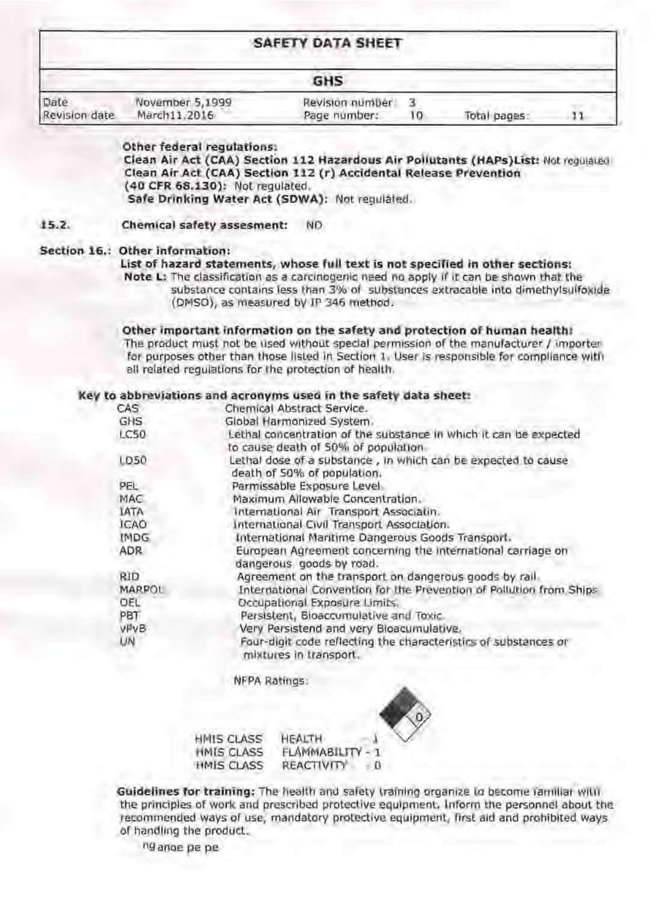**Other federal regulations:**
**Clean Air Act (CAA) Section 112 Hazardous Air Pollutants (HAPs)List:** Not regulated
**Clean Air Act (CAA) Section 112 (r) Accidental Release Prevention (40 CFR 68.130):** Not regulated.
**Safe Drinking Water Act (SDWA):** Not regulated.

**15.2. Chemical safety assesment:** ND

## Section 16.: Other information:

**List of hazard statements, whose full text is not specified in other sections:**

**Note L:** The classification as a carcinogenic need no apply if it can be shown that the substance contains less than 3% of substances extracable into dimethylsulfoxide (DMSO), as measured by IP 346 method.

**Other important information on the safety and protection of human health:**
The product must not be used without special permission of the manufacturer / importer for purposes other than those listed in Section 1. User is responsible for compliance with all related regulations for the protection of health.

**Key to abbreviations and acronyms used in the safety data sheet:**

| | |
|---|---|
| CAS | Chemical Abstract Service. |
| GHS | Global Harmonized System. |
| LC50 | Lethal concentration of the substance in which it can be expected to cause death of 50% of population |
| LD50 | Lethal dose of a substance , in which can be expected to cause death of 50% of population. |
| PEL | Permissable Exposure Level |
| MAC | Maximum Allowable Concentration. |
| IATA | International Air Transport Associatin. |
| ICAO | International Civil Transport Association. |
| IMDG | International Maritime Dangerous Goods Transport. |
| ADR | European Agreement concerning the international carriage on dangerous goods by road. |
| RID | Agreement on the transport on dangerous goods by rail. |
| MARPOL | International Convention for the Prevention of Pollution from Ships |
| OEL | Occupational Exposure Limits. |
| PBT | Persistent, Bioaccumulative and Toxic. |
| vPvB | Very Persistend and very Bioacumulative. |
| UN | Four-digit code reflecting the characteristics of substances or mixtures in transport. |

NFPA Ratings:

HMIS CLASS HEALTH - 1
HMIS CLASS FLAMMABILITY - 1
HMIS CLASS REACTIVITY - 0

**Guidelines for training:** The health and safety training organize to become familiar with the principles of work and prescribed protective equipment. Inform the personnel about the recommended ways of use, mandatory protective equipment, first aid and prohibited ways of handling the product.

ng anoe pe pe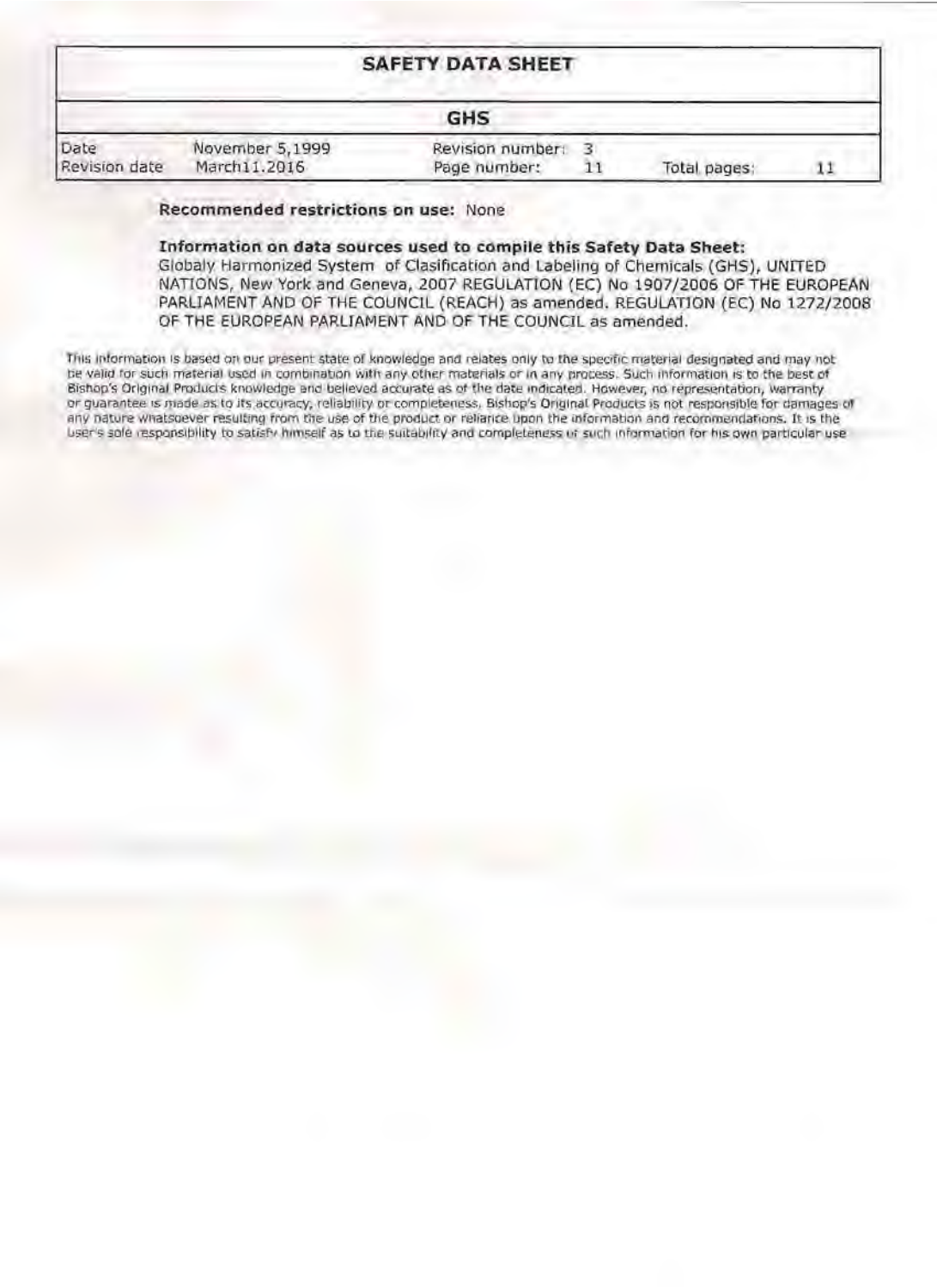**Recommended restrictions on use:** None

**Information on data sources used to compile this Safety Data Sheet:**
Globaly Harmonized System of Clasification and Labeling of Chemicals (GHS), UNITED NATIONS, New York and Geneva, 2007 REGULATION (EC) No 1907/2006 OF THE EUROPEAN PARLIAMENT AND OF THE COUNCIL (REACH) as amended. REGULATION (EC) No 1272/2008 OF THE EUROPEAN PARLIAMENT AND OF THE COUNCIL as amended.

This information is based on our present state of knowledge and relates only to the specific material designated and may not be valid for such material used in combination with any other materials or in any process. Such information is to the best of Bishop's Original Products knowledge and believed accurate as of the date indicated. However, no representation, warranty or guarantee is made as to its accuracy, reliability or completeness. Bishop's Original Products is not responsible for damages of any nature whatsoever resulting from the use of the product or reliance upon the information and recommendations. It is the user's sole responsibility to satisfy himself as to the suitability and completeness of such information for his own particular use